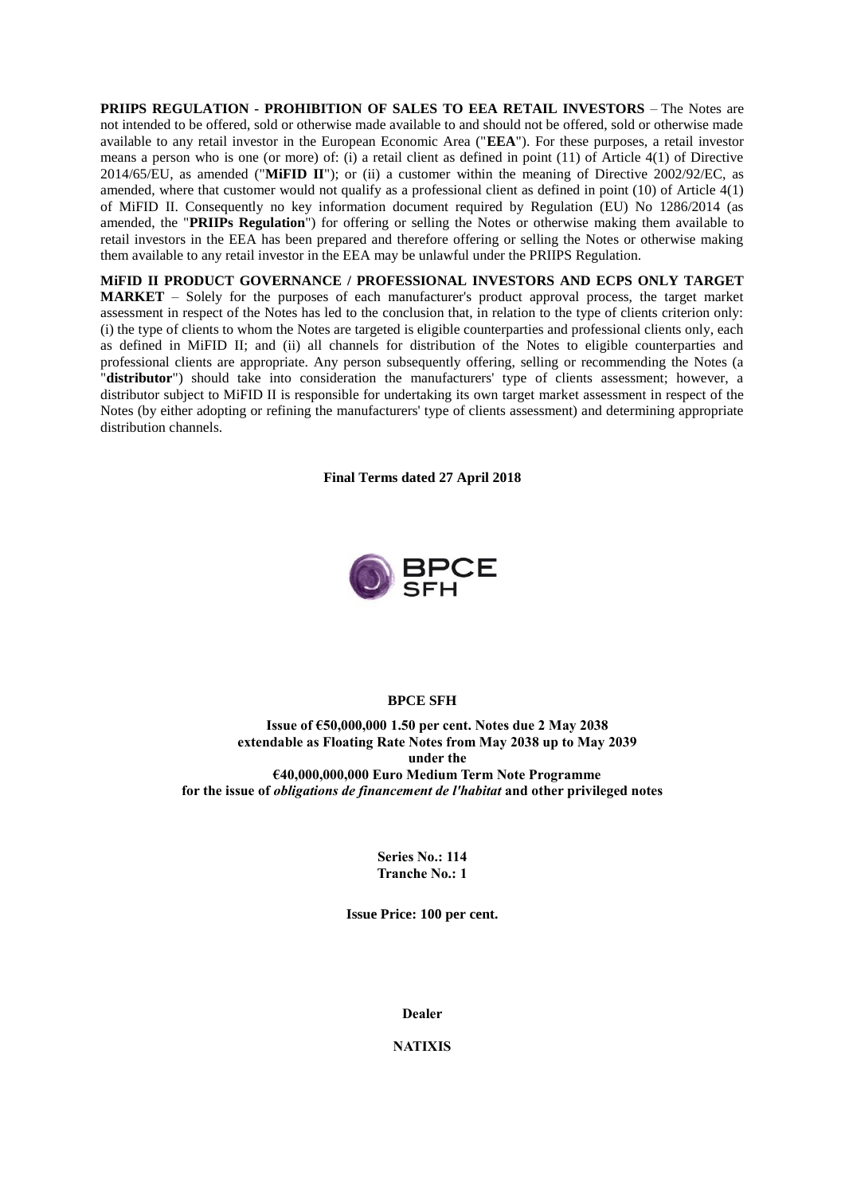**PRIIPS REGULATION - PROHIBITION OF SALES TO EEA RETAIL INVESTORS** – The Notes are not intended to be offered, sold or otherwise made available to and should not be offered, sold or otherwise made available to any retail investor in the European Economic Area ("**EEA**"). For these purposes, a retail investor means a person who is one (or more) of: (i) a retail client as defined in point (11) of Article 4(1) of Directive 2014/65/EU, as amended ("**MiFID II**"); or (ii) a customer within the meaning of Directive 2002/92/EC, as amended, where that customer would not qualify as a professional client as defined in point (10) of Article 4(1) of MiFID II. Consequently no key information document required by Regulation (EU) No 1286/2014 (as amended, the "**PRIIPs Regulation**") for offering or selling the Notes or otherwise making them available to retail investors in the EEA has been prepared and therefore offering or selling the Notes or otherwise making them available to any retail investor in the EEA may be unlawful under the PRIIPS Regulation.

**MiFID II PRODUCT GOVERNANCE / PROFESSIONAL INVESTORS AND ECPS ONLY TARGET MARKET** – Solely for the purposes of each manufacturer's product approval process, the target market assessment in respect of the Notes has led to the conclusion that, in relation to the type of clients criterion only: (i) the type of clients to whom the Notes are targeted is eligible counterparties and professional clients only, each as defined in MiFID II; and (ii) all channels for distribution of the Notes to eligible counterparties and professional clients are appropriate. Any person subsequently offering, selling or recommending the Notes (a "**distributor**") should take into consideration the manufacturers' type of clients assessment; however, a distributor subject to MiFID II is responsible for undertaking its own target market assessment in respect of the Notes (by either adopting or refining the manufacturers' type of clients assessment) and determining appropriate distribution channels.

**Final Terms dated 27 April 2018**

BPCE SFH

**BPCE SFH**

**Issue of €50,000,000 1.50 per cent. Notes due 2 May 2038**
**extendable as Floating Rate Notes from May 2038 up to May 2039**
**under the**
**€40,000,000,000 Euro Medium Term Note Programme**
**for the issue of *obligations de financement de l'habitat* and other privileged notes**

**Series No.: 114**
**Tranche No.: 1**

**Issue Price: 100 per cent.**

**Dealer**

**NATIXIS**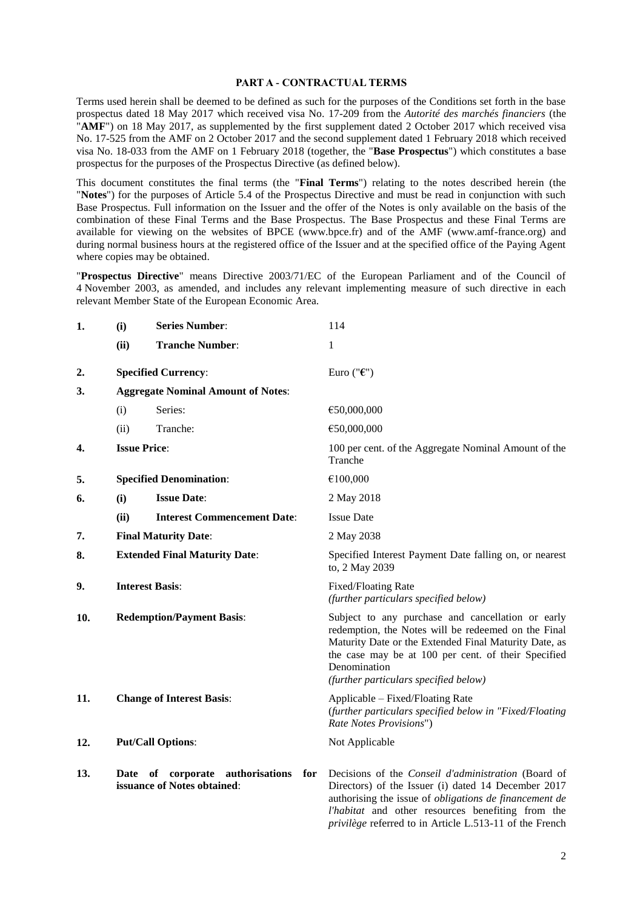## PART A - CONTRACTUAL TERMS

Terms used herein shall be deemed to be defined as such for the purposes of the Conditions set forth in the base prospectus dated 18 May 2017 which received visa No. 17-209 from the *Autorité des marchés financiers* (the "**AMF**") on 18 May 2017, as supplemented by the first supplement dated 2 October 2017 which received visa No. 17-525 from the AMF on 2 October 2017 and the second supplement dated 1 February 2018 which received visa No. 18-033 from the AMF on 1 February 2018 (together, the "**Base Prospectus**") which constitutes a base prospectus for the purposes of the Prospectus Directive (as defined below).

This document constitutes the final terms (the "**Final Terms**") relating to the notes described herein (the "**Notes**") for the purposes of Article 5.4 of the Prospectus Directive and must be read in conjunction with such Base Prospectus. Full information on the Issuer and the offer of the Notes is only available on the basis of the combination of these Final Terms and the Base Prospectus. The Base Prospectus and these Final Terms are available for viewing on the websites of BPCE (www.bpce.fr) and of the AMF (www.amf-france.org) and during normal business hours at the registered office of the Issuer and at the specified office of the Paying Agent where copies may be obtained.

"**Prospectus Directive**" means Directive 2003/71/EC of the European Parliament and of the Council of 4 November 2003, as amended, and includes any relevant implementing measure of such directive in each relevant Member State of the European Economic Area.

| | | | |
|---|---|---|---|
| **1.** | **(i)** | **Series Number**: | 114 |
| | **(ii)** | **Tranche Number**: | 1 |
| **2.** | **Specified Currency**: | | Euro ("**€**") |
| **3.** | **Aggregate Nominal Amount of Notes**: | | |
| | (i) | Series: | €50,000,000 |
| | (ii) | Tranche: | €50,000,000 |
| **4.** | **Issue Price**: | | 100 per cent. of the Aggregate Nominal Amount of the Tranche |
| **5.** | **Specified Denomination**: | | €100,000 |
| **6.** | **(i)** | **Issue Date**: | 2 May 2018 |
| | **(ii)** | **Interest Commencement Date**: | Issue Date |
| **7.** | **Final Maturity Date**: | | 2 May 2038 |
| **8.** | **Extended Final Maturity Date**: | | Specified Interest Payment Date falling on, or nearest to, 2 May 2039 |
| **9.** | **Interest Basis**: | | Fixed/Floating Rate *(further particulars specified below)* |
| **10.** | **Redemption/Payment Basis**: | | Subject to any purchase and cancellation or early redemption, the Notes will be redeemed on the Final Maturity Date or the Extended Final Maturity Date, as the case may be at 100 per cent. of their Specified Denomination *(further particulars specified below)* |
| **11.** | **Change of Interest Basis**: | | Applicable – Fixed/Floating Rate (*further particulars specified below in "Fixed/Floating Rate Notes Provisions"*) |
| **12.** | **Put/Call Options**: | | Not Applicable |
| **13.** | **Date of corporate authorisations for issuance of Notes obtained**: | | Decisions of the *Conseil d'administration* (Board of Directors) of the Issuer (i) dated 14 December 2017 authorising the issue of *obligations de financement de l'habitat* and other resources benefiting from the *privilège* referred to in Article L.513-11 of the French |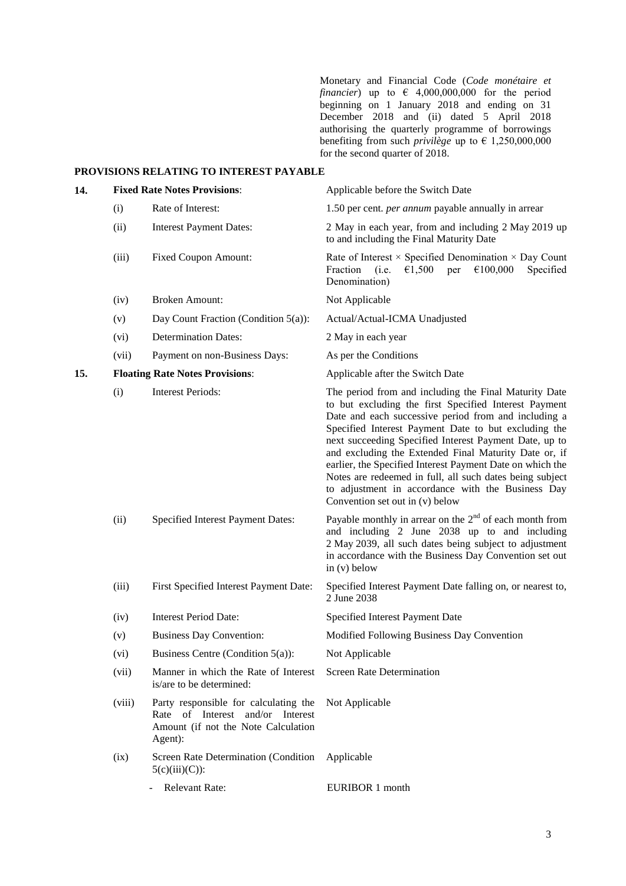Monetary and Financial Code (*Code monétaire et financier*) up to € 4,000,000,000 for the period beginning on 1 January 2018 and ending on 31 December 2018 and (ii) dated 5 April 2018 authorising the quarterly programme of borrowings benefiting from such *privilège* up to € 1,250,000,000 for the second quarter of 2018.

**PROVISIONS RELATING TO INTEREST PAYABLE**

| | | | |
|---|---|---|---|
| **14.** | **Fixed Rate Notes Provisions**: | | Applicable before the Switch Date |
| | (i) | Rate of Interest: | 1.50 per cent. *per annum* payable annually in arrear |
| | (ii) | Interest Payment Dates: | 2 May in each year, from and including 2 May 2019 up to and including the Final Maturity Date |
| | (iii) | Fixed Coupon Amount: | Rate of Interest × Specified Denomination × Day Count Fraction (i.e. €1,500 per €100,000 Specified Denomination) |
| | (iv) | Broken Amount: | Not Applicable |
| | (v) | Day Count Fraction (Condition 5(a)): | Actual/Actual-ICMA Unadjusted |
| | (vi) | Determination Dates: | 2 May in each year |
| | (vii) | Payment on non-Business Days: | As per the Conditions |
| **15.** | **Floating Rate Notes Provisions**: | | Applicable after the Switch Date |
| | (i) | Interest Periods: | The period from and including the Final Maturity Date to but excluding the first Specified Interest Payment Date and each successive period from and including a Specified Interest Payment Date to but excluding the next succeeding Specified Interest Payment Date, up to and excluding the Extended Final Maturity Date or, if earlier, the Specified Interest Payment Date on which the Notes are redeemed in full, all such dates being subject to adjustment in accordance with the Business Day Convention set out in (v) below |
| | (ii) | Specified Interest Payment Dates: | Payable monthly in arrear on the 2nd of each month from and including 2 June 2038 up to and including 2 May 2039, all such dates being subject to adjustment in accordance with the Business Day Convention set out in (v) below |
| | (iii) | First Specified Interest Payment Date: | Specified Interest Payment Date falling on, or nearest to, 2 June 2038 |
| | (iv) | Interest Period Date: | Specified Interest Payment Date |
| | (v) | Business Day Convention: | Modified Following Business Day Convention |
| | (vi) | Business Centre (Condition 5(a)): | Not Applicable |
| | (vii) | Manner in which the Rate of Interest is/are to be determined: | Screen Rate Determination |
| | (viii) | Party responsible for calculating the Rate of Interest and/or Interest Amount (if not the Note Calculation Agent): | Not Applicable |
| | (ix) | Screen Rate Determination (Condition 5(c)(iii)(C)): | Applicable |
| | | - Relevant Rate: | EURIBOR 1 month |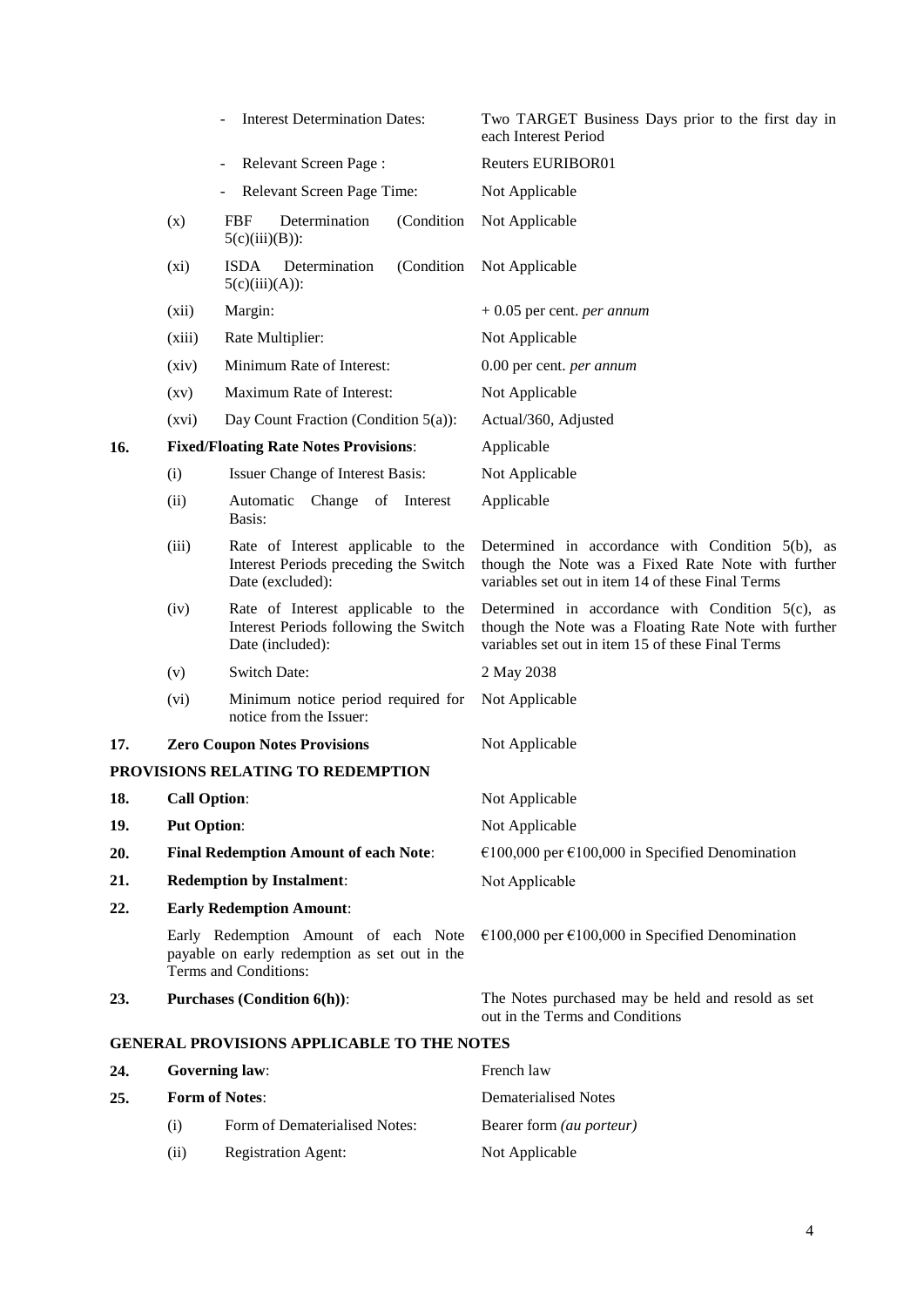| | | | |
|---|---|---|---|
| | | - Interest Determination Dates: | Two TARGET Business Days prior to the first day in each Interest Period |
| | | - Relevant Screen Page : | Reuters EURIBOR01 |
| | | - Relevant Screen Page Time: | Not Applicable |
| | (x) | FBF Determination (Condition 5(c)(iii)(B)): | Not Applicable |
| | (xi) | ISDA Determination (Condition 5(c)(iii)(A)): | Not Applicable |
| | (xii) | Margin: | + 0.05 per cent. *per annum* |
| | (xiii) | Rate Multiplier: | Not Applicable |
| | (xiv) | Minimum Rate of Interest: | 0.00 per cent. *per annum* |
| | (xv) | Maximum Rate of Interest: | Not Applicable |
| | (xvi) | Day Count Fraction (Condition 5(a)): | Actual/360, Adjusted |
| **16.** | **Fixed/Floating Rate Notes Provisions**: | | Applicable |
| | (i) | Issuer Change of Interest Basis: | Not Applicable |
| | (ii) | Automatic Change of Interest Basis: | Applicable |
| | (iii) | Rate of Interest applicable to the Interest Periods preceding the Switch Date (excluded): | Determined in accordance with Condition 5(b), as though the Note was a Fixed Rate Note with further variables set out in item 14 of these Final Terms |
| | (iv) | Rate of Interest applicable to the Interest Periods following the Switch Date (included): | Determined in accordance with Condition 5(c), as though the Note was a Floating Rate Note with further variables set out in item 15 of these Final Terms |
| | (v) | Switch Date: | 2 May 2038 |
| | (vi) | Minimum notice period required for notice from the Issuer: | Not Applicable |
| **17.** | **Zero Coupon Notes Provisions** | | Not Applicable |

**PROVISIONS RELATING TO REDEMPTION**

| | | |
|---|---|---|
| **18.** | **Call Option**: | Not Applicable |
| **19.** | **Put Option**: | Not Applicable |
| **20.** | **Final Redemption Amount of each Note**: | €100,000 per €100,000 in Specified Denomination |
| **21.** | **Redemption by Instalment**: | Not Applicable |
| **22.** | **Early Redemption Amount**: | |
| | Early Redemption Amount of each Note payable on early redemption as set out in the Terms and Conditions: | €100,000 per €100,000 in Specified Denomination |
| **23.** | **Purchases (Condition 6(h))**: | The Notes purchased may be held and resold as set out in the Terms and Conditions |

**GENERAL PROVISIONS APPLICABLE TO THE NOTES**

| | | | |
|---|---|---|---|
| **24.** | **Governing law**: | | French law |
| **25.** | **Form of Notes**: | | Dematerialised Notes |
| | (i) | Form of Dematerialised Notes: | Bearer form *(au porteur)* |
| | (ii) | Registration Agent: | Not Applicable |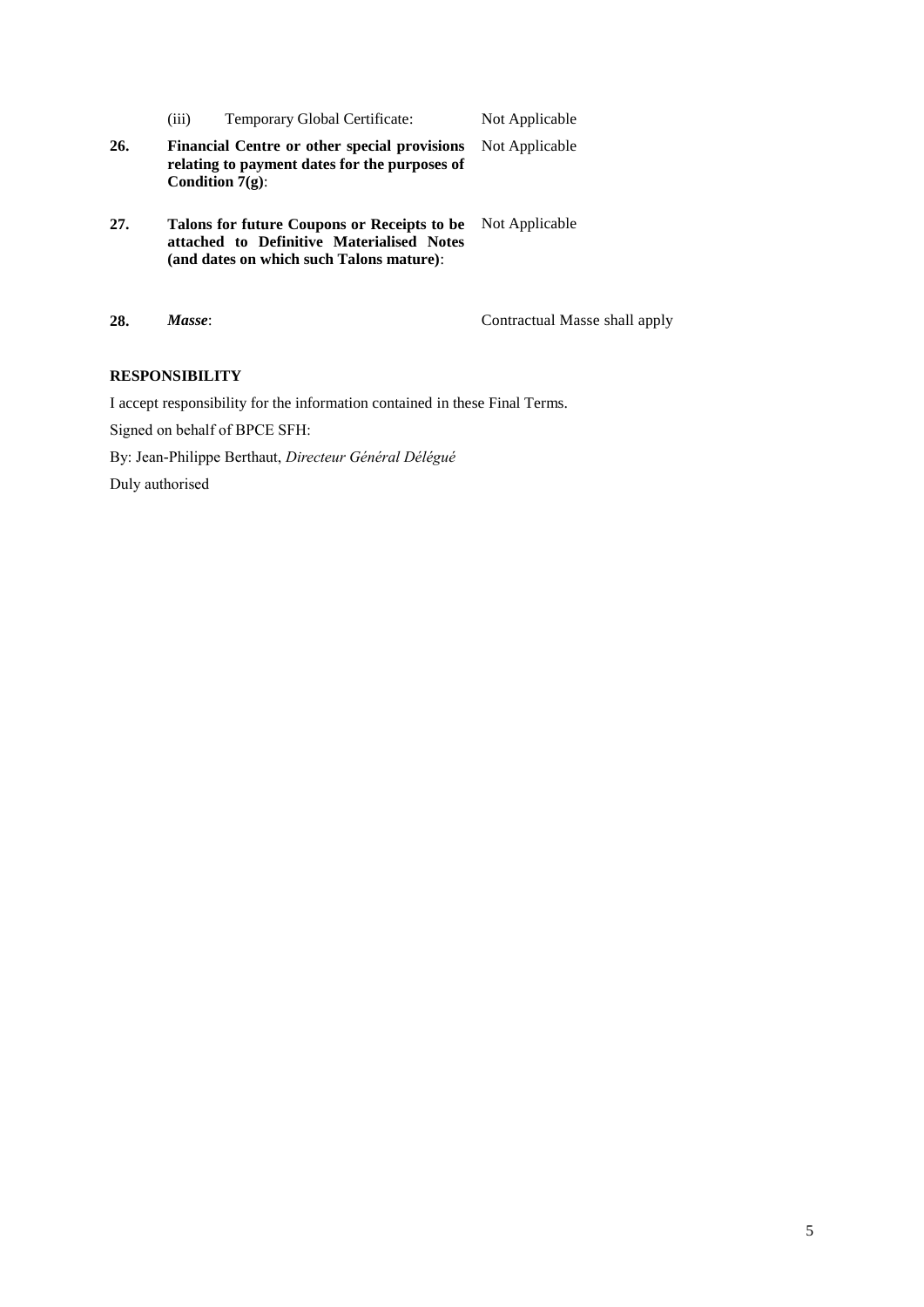| | | |
|---|---|---|
| | (iii) Temporary Global Certificate: | Not Applicable |
| **26.** | **Financial Centre or other special provisions relating to payment dates for the purposes of Condition 7(g)**: | Not Applicable |
| **27.** | **Talons for future Coupons or Receipts to be attached to Definitive Materialised Notes (and dates on which such Talons mature)**: | Not Applicable |
| **28.** | ***Masse***: | Contractual Masse shall apply |

**RESPONSIBILITY**

I accept responsibility for the information contained in these Final Terms.

Signed on behalf of BPCE SFH:

By: Jean-Philippe Berthaut, *Directeur Général Délégué*

Duly authorised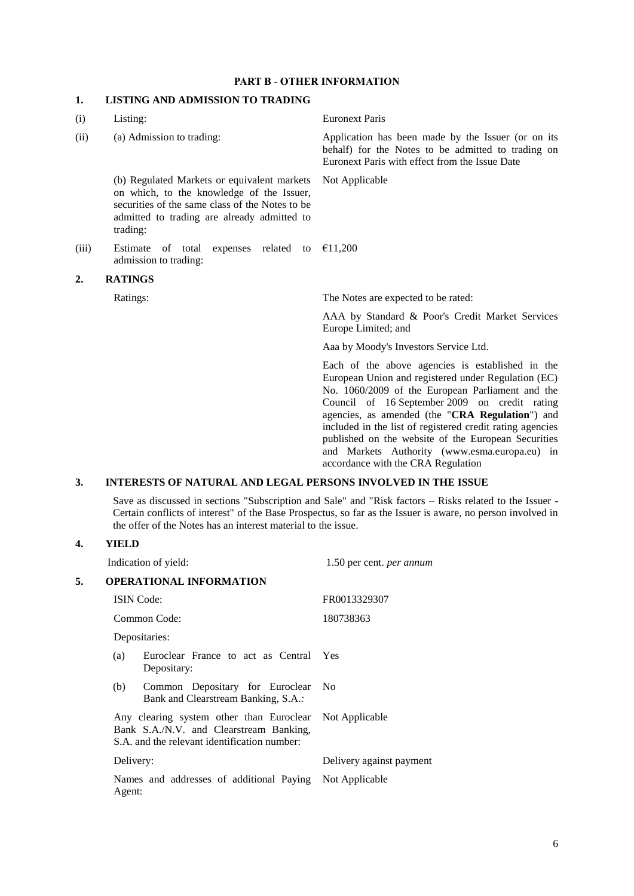# PART B - OTHER INFORMATION

## 1. LISTING AND ADMISSION TO TRADING

| | | |
|---|---|---|
| (i) | Listing: | Euronext Paris |
| (ii) | (a) Admission to trading: | Application has been made by the Issuer (or on its behalf) for the Notes to be admitted to trading on Euronext Paris with effect from the Issue Date |
| | (b) Regulated Markets or equivalent markets on which, to the knowledge of the Issuer, securities of the same class of the Notes to be admitted to trading are already admitted to trading: | Not Applicable |
| (iii) | Estimate of total expenses related to admission to trading: | €11,200 |

## 2. RATINGS

Ratings: The Notes are expected to be rated:

AAA by Standard & Poor's Credit Market Services Europe Limited; and

Aaa by Moody's Investors Service Ltd.

Each of the above agencies is established in the European Union and registered under Regulation (EC) No. 1060/2009 of the European Parliament and the Council of 16 September 2009 on credit rating agencies, as amended (the "**CRA Regulation**") and included in the list of registered credit rating agencies published on the website of the European Securities and Markets Authority (www.esma.europa.eu) in accordance with the CRA Regulation

## 3. INTERESTS OF NATURAL AND LEGAL PERSONS INVOLVED IN THE ISSUE

Save as discussed in sections "Subscription and Sale" and "Risk factors – Risks related to the Issuer - Certain conflicts of interest" of the Base Prospectus, so far as the Issuer is aware, no person involved in the offer of the Notes has an interest material to the issue.

## 4. YIELD

Indication of yield: 1.50 per cent. *per annum*

## 5. OPERATIONAL INFORMATION

| | |
|---|---|
| ISIN Code: | FR0013329307 |
| Common Code: | 180738363 |
| Depositaries: | |
| (a) Euroclear France to act as Central Depositary: | Yes |
| (b) Common Depositary for Euroclear Bank and Clearstream Banking, S.A.*:* | No |
| Any clearing system other than Euroclear Bank S.A./N.V. and Clearstream Banking, S.A. and the relevant identification number: | Not Applicable |
| Delivery: | Delivery against payment |
| Names and addresses of additional Paying Agent: | Not Applicable |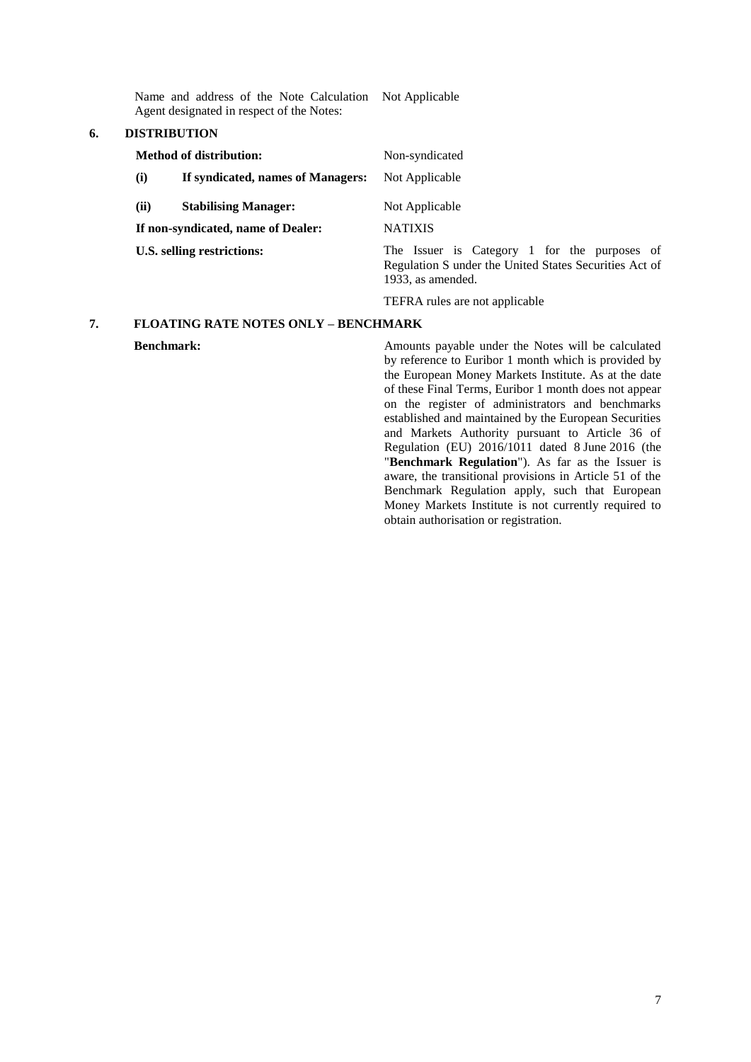| | |
|---|---|
| Name and address of the Note Calculation Agent designated in respect of the Notes: | Not Applicable |

## 6. DISTRIBUTION

| | |
|---|---|
| **Method of distribution:** | Non-syndicated |
| **(i) If syndicated, names of Managers:** | Not Applicable |
| **(ii) Stabilising Manager:** | Not Applicable |
| **If non-syndicated, name of Dealer:** | NATIXIS |
| **U.S. selling restrictions:** | The Issuer is Category 1 for the purposes of Regulation S under the United States Securities Act of 1933, as amended. |
| | TEFRA rules are not applicable |

## 7. FLOATING RATE NOTES ONLY – BENCHMARK

| | |
|---|---|
| **Benchmark:** | Amounts payable under the Notes will be calculated by reference to Euribor 1 month which is provided by the European Money Markets Institute. As at the date of these Final Terms, Euribor 1 month does not appear on the register of administrators and benchmarks established and maintained by the European Securities and Markets Authority pursuant to Article 36 of Regulation (EU) 2016/1011 dated 8 June 2016 (the "**Benchmark Regulation**"). As far as the Issuer is aware, the transitional provisions in Article 51 of the Benchmark Regulation apply, such that European Money Markets Institute is not currently required to obtain authorisation or registration. |